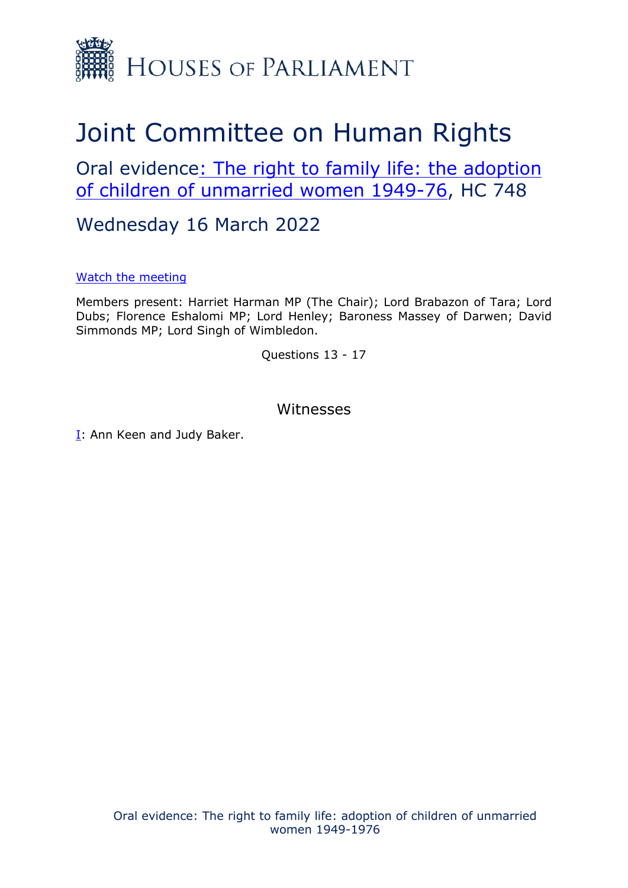HOUSES OF PARLIAMENT

# Joint Committee on Human Rights

## Oral evidence: The right to family life: the adoption of children of unmarried women 1949-76, HC 748

## Wednesday 16 March 2022

Watch the meeting

Members present: Harriet Harman MP (The Chair); Lord Brabazon of Tara; Lord Dubs; Florence Eshalomi MP; Lord Henley; Baroness Massey of Darwen; David Simmonds MP; Lord Singh of Wimbledon.

Questions 13 - 17

### Witnesses

I: Ann Keen and Judy Baker.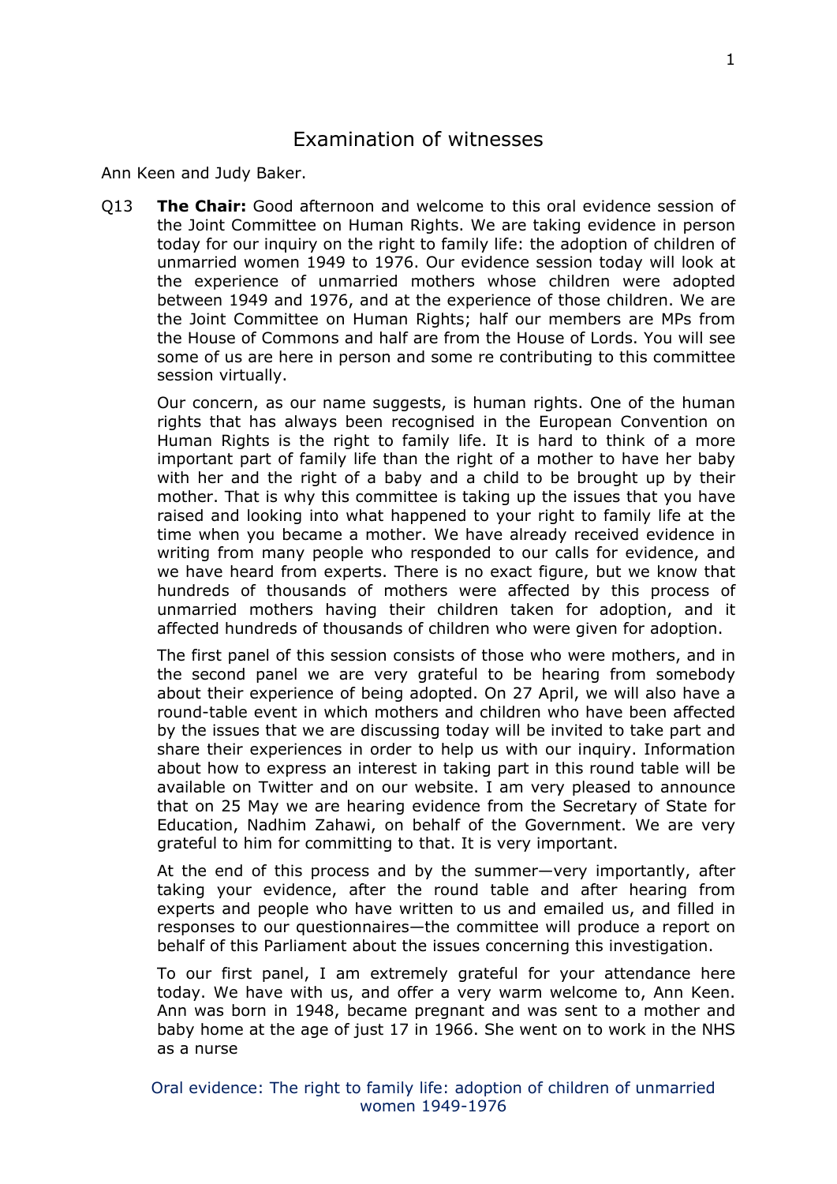# Examination of witnesses

Ann Keen and Judy Baker.

Q13 **The Chair:** Good afternoon and welcome to this oral evidence session of the Joint Committee on Human Rights. We are taking evidence in person today for our inquiry on the right to family life: the adoption of children of unmarried women 1949 to 1976. Our evidence session today will look at the experience of unmarried mothers whose children were adopted between 1949 and 1976, and at the experience of those children. We are the Joint Committee on Human Rights; half our members are MPs from the House of Commons and half are from the House of Lords. You will see some of us are here in person and some re contributing to this committee session virtually.

Our concern, as our name suggests, is human rights. One of the human rights that has always been recognised in the European Convention on Human Rights is the right to family life. It is hard to think of a more important part of family life than the right of a mother to have her baby with her and the right of a baby and a child to be brought up by their mother. That is why this committee is taking up the issues that you have raised and looking into what happened to your right to family life at the time when you became a mother. We have already received evidence in writing from many people who responded to our calls for evidence, and we have heard from experts. There is no exact figure, but we know that hundreds of thousands of mothers were affected by this process of unmarried mothers having their children taken for adoption, and it affected hundreds of thousands of children who were given for adoption.

The first panel of this session consists of those who were mothers, and in the second panel we are very grateful to be hearing from somebody about their experience of being adopted. On 27 April, we will also have a round-table event in which mothers and children who have been affected by the issues that we are discussing today will be invited to take part and share their experiences in order to help us with our inquiry. Information about how to express an interest in taking part in this round table will be available on Twitter and on our website. I am very pleased to announce that on 25 May we are hearing evidence from the Secretary of State for Education, Nadhim Zahawi, on behalf of the Government. We are very grateful to him for committing to that. It is very important.

At the end of this process and by the summer—very importantly, after taking your evidence, after the round table and after hearing from experts and people who have written to us and emailed us, and filled in responses to our questionnaires—the committee will produce a report on behalf of this Parliament about the issues concerning this investigation.

To our first panel, I am extremely grateful for your attendance here today. We have with us, and offer a very warm welcome to, Ann Keen. Ann was born in 1948, became pregnant and was sent to a mother and baby home at the age of just 17 in 1966. She went on to work in the NHS as a nurse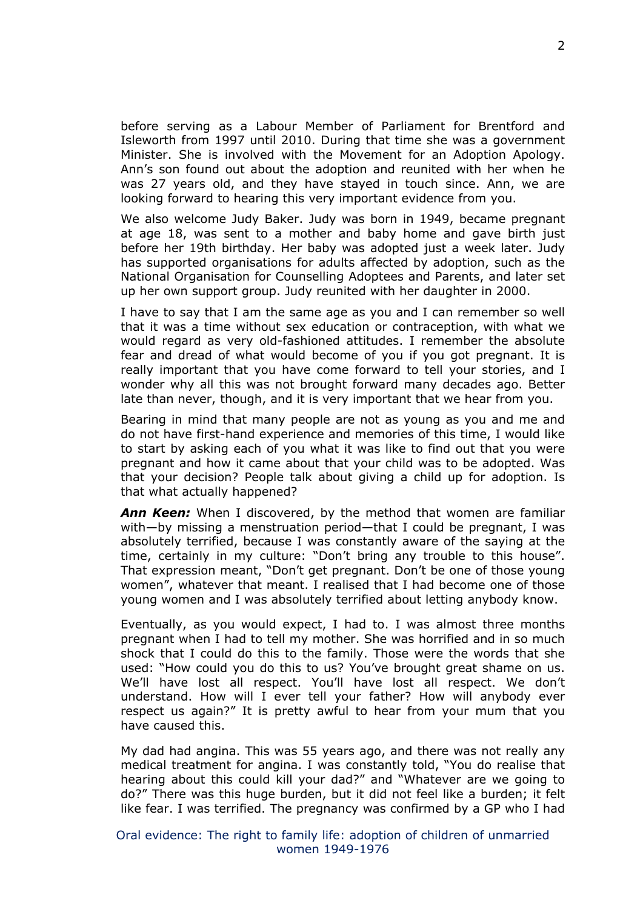before serving as a Labour Member of Parliament for Brentford and Isleworth from 1997 until 2010. During that time she was a government Minister. She is involved with the Movement for an Adoption Apology. Ann's son found out about the adoption and reunited with her when he was 27 years old, and they have stayed in touch since. Ann, we are looking forward to hearing this very important evidence from you.

We also welcome Judy Baker. Judy was born in 1949, became pregnant at age 18, was sent to a mother and baby home and gave birth just before her 19th birthday. Her baby was adopted just a week later. Judy has supported organisations for adults affected by adoption, such as the National Organisation for Counselling Adoptees and Parents, and later set up her own support group. Judy reunited with her daughter in 2000.

I have to say that I am the same age as you and I can remember so well that it was a time without sex education or contraception, with what we would regard as very old-fashioned attitudes. I remember the absolute fear and dread of what would become of you if you got pregnant. It is really important that you have come forward to tell your stories, and I wonder why all this was not brought forward many decades ago. Better late than never, though, and it is very important that we hear from you.

Bearing in mind that many people are not as young as you and me and do not have first-hand experience and memories of this time, I would like to start by asking each of you what it was like to find out that you were pregnant and how it came about that your child was to be adopted. Was that your decision? People talk about giving a child up for adoption. Is that what actually happened?

***Ann Keen:*** When I discovered, by the method that women are familiar with—by missing a menstruation period—that I could be pregnant, I was absolutely terrified, because I was constantly aware of the saying at the time, certainly in my culture: "Don't bring any trouble to this house". That expression meant, "Don't get pregnant. Don't be one of those young women", whatever that meant. I realised that I had become one of those young women and I was absolutely terrified about letting anybody know.

Eventually, as you would expect, I had to. I was almost three months pregnant when I had to tell my mother. She was horrified and in so much shock that I could do this to the family. Those were the words that she used: "How could you do this to us? You've brought great shame on us. We'll have lost all respect. You'll have lost all respect. We don't understand. How will I ever tell your father? How will anybody ever respect us again?" It is pretty awful to hear from your mum that you have caused this.

My dad had angina. This was 55 years ago, and there was not really any medical treatment for angina. I was constantly told, "You do realise that hearing about this could kill your dad?" and "Whatever are we going to do?" There was this huge burden, but it did not feel like a burden; it felt like fear. I was terrified. The pregnancy was confirmed by a GP who I had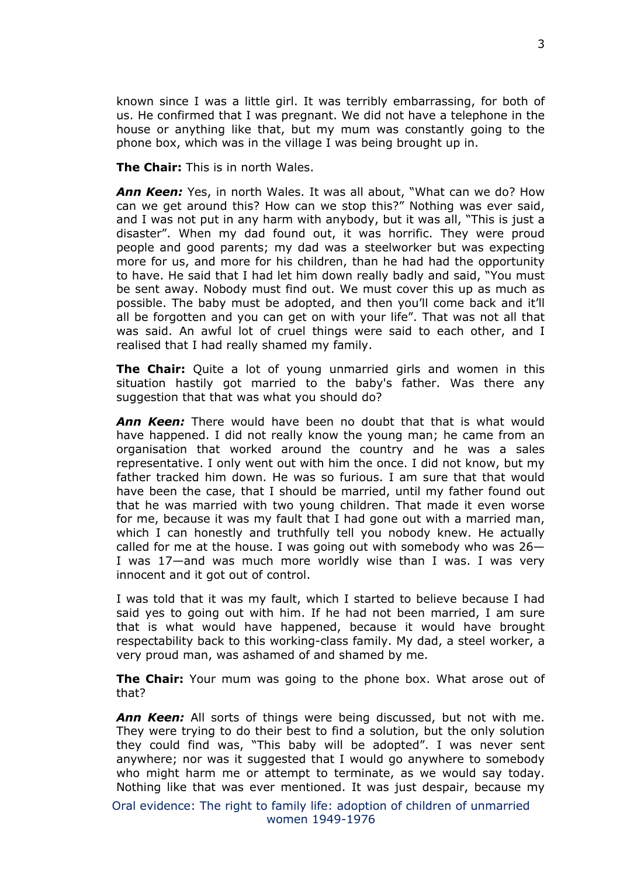known since I was a little girl. It was terribly embarrassing, for both of us. He confirmed that I was pregnant. We did not have a telephone in the house or anything like that, but my mum was constantly going to the phone box, which was in the village I was being brought up in.

**The Chair:** This is in north Wales.

***Ann Keen:*** Yes, in north Wales. It was all about, "What can we do? How can we get around this? How can we stop this?" Nothing was ever said, and I was not put in any harm with anybody, but it was all, "This is just a disaster". When my dad found out, it was horrific. They were proud people and good parents; my dad was a steelworker but was expecting more for us, and more for his children, than he had had the opportunity to have. He said that I had let him down really badly and said, "You must be sent away. Nobody must find out. We must cover this up as much as possible. The baby must be adopted, and then you'll come back and it'll all be forgotten and you can get on with your life". That was not all that was said. An awful lot of cruel things were said to each other, and I realised that I had really shamed my family.

**The Chair:** Quite a lot of young unmarried girls and women in this situation hastily got married to the baby's father. Was there any suggestion that that was what you should do?

***Ann Keen:*** There would have been no doubt that that is what would have happened. I did not really know the young man; he came from an organisation that worked around the country and he was a sales representative. I only went out with him the once. I did not know, but my father tracked him down. He was so furious. I am sure that that would have been the case, that I should be married, until my father found out that he was married with two young children. That made it even worse for me, because it was my fault that I had gone out with a married man, which I can honestly and truthfully tell you nobody knew. He actually called for me at the house. I was going out with somebody who was 26—I was 17—and was much more worldly wise than I was. I was very innocent and it got out of control.

I was told that it was my fault, which I started to believe because I had said yes to going out with him. If he had not been married, I am sure that is what would have happened, because it would have brought respectability back to this working-class family. My dad, a steel worker, a very proud man, was ashamed of and shamed by me.

**The Chair:** Your mum was going to the phone box. What arose out of that?

***Ann Keen:*** All sorts of things were being discussed, but not with me. They were trying to do their best to find a solution, but the only solution they could find was, "This baby will be adopted". I was never sent anywhere; nor was it suggested that I would go anywhere to somebody who might harm me or attempt to terminate, as we would say today. Nothing like that was ever mentioned. It was just despair, because my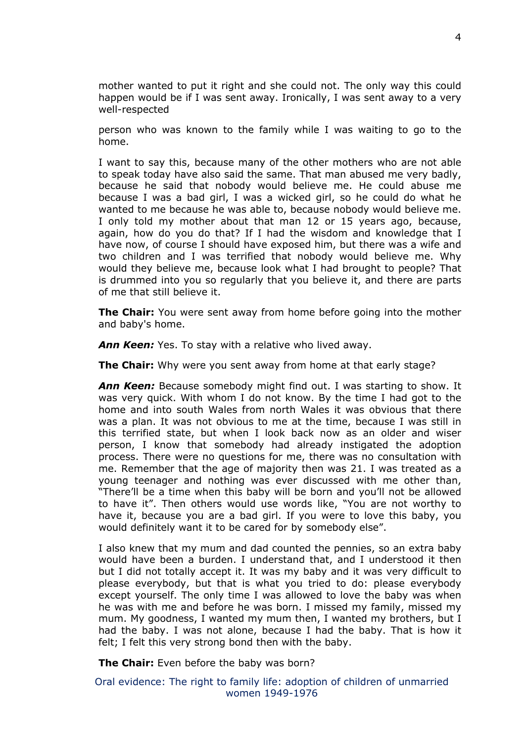mother wanted to put it right and she could not. The only way this could happen would be if I was sent away. Ironically, I was sent away to a very well-respected

person who was known to the family while I was waiting to go to the home.

I want to say this, because many of the other mothers who are not able to speak today have also said the same. That man abused me very badly, because he said that nobody would believe me. He could abuse me because I was a bad girl, I was a wicked girl, so he could do what he wanted to me because he was able to, because nobody would believe me. I only told my mother about that man 12 or 15 years ago, because, again, how do you do that? If I had the wisdom and knowledge that I have now, of course I should have exposed him, but there was a wife and two children and I was terrified that nobody would believe me. Why would they believe me, because look what I had brought to people? That is drummed into you so regularly that you believe it, and there are parts of me that still believe it.

**The Chair:** You were sent away from home before going into the mother and baby's home.

***Ann Keen:*** Yes. To stay with a relative who lived away.

**The Chair:** Why were you sent away from home at that early stage?

***Ann Keen:*** Because somebody might find out. I was starting to show. It was very quick. With whom I do not know. By the time I had got to the home and into south Wales from north Wales it was obvious that there was a plan. It was not obvious to me at the time, because I was still in this terrified state, but when I look back now as an older and wiser person, I know that somebody had already instigated the adoption process. There were no questions for me, there was no consultation with me. Remember that the age of majority then was 21. I was treated as a young teenager and nothing was ever discussed with me other than, "There'll be a time when this baby will be born and you'll not be allowed to have it". Then others would use words like, "You are not worthy to have it, because you are a bad girl. If you were to love this baby, you would definitely want it to be cared for by somebody else".

I also knew that my mum and dad counted the pennies, so an extra baby would have been a burden. I understand that, and I understood it then but I did not totally accept it. It was my baby and it was very difficult to please everybody, but that is what you tried to do: please everybody except yourself. The only time I was allowed to love the baby was when he was with me and before he was born. I missed my family, missed my mum. My goodness, I wanted my mum then, I wanted my brothers, but I had the baby. I was not alone, because I had the baby. That is how it felt; I felt this very strong bond then with the baby.

**The Chair:** Even before the baby was born?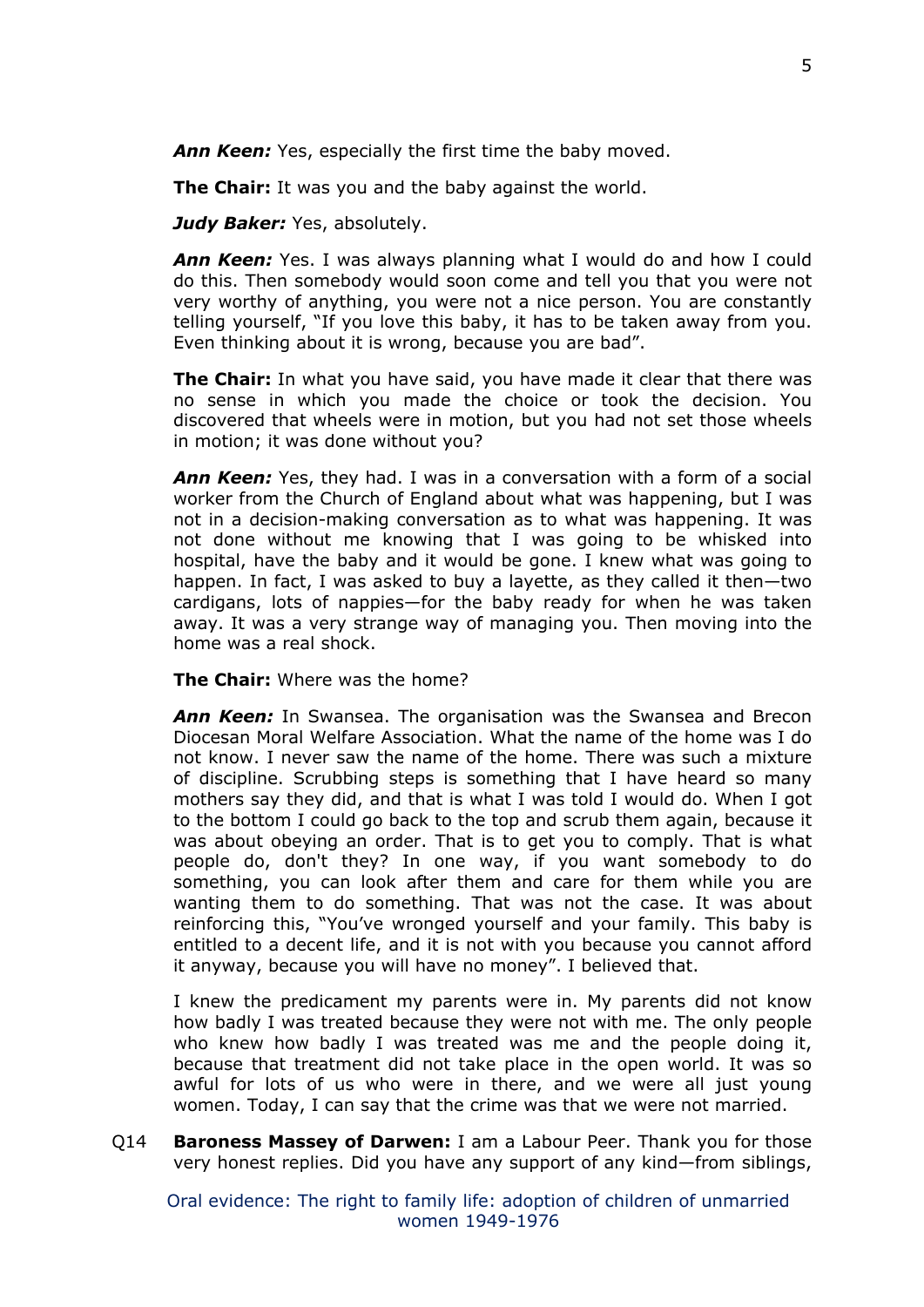***Ann Keen:*** Yes, especially the first time the baby moved.

**The Chair:** It was you and the baby against the world.

***Judy Baker:*** Yes, absolutely.

***Ann Keen:*** Yes. I was always planning what I would do and how I could do this. Then somebody would soon come and tell you that you were not very worthy of anything, you were not a nice person. You are constantly telling yourself, "If you love this baby, it has to be taken away from you. Even thinking about it is wrong, because you are bad".

**The Chair:** In what you have said, you have made it clear that there was no sense in which you made the choice or took the decision. You discovered that wheels were in motion, but you had not set those wheels in motion; it was done without you?

***Ann Keen:*** Yes, they had. I was in a conversation with a form of a social worker from the Church of England about what was happening, but I was not in a decision-making conversation as to what was happening. It was not done without me knowing that I was going to be whisked into hospital, have the baby and it would be gone. I knew what was going to happen. In fact, I was asked to buy a layette, as they called it then—two cardigans, lots of nappies—for the baby ready for when he was taken away. It was a very strange way of managing you. Then moving into the home was a real shock.

**The Chair:** Where was the home?

***Ann Keen:*** In Swansea. The organisation was the Swansea and Brecon Diocesan Moral Welfare Association. What the name of the home was I do not know. I never saw the name of the home. There was such a mixture of discipline. Scrubbing steps is something that I have heard so many mothers say they did, and that is what I was told I would do. When I got to the bottom I could go back to the top and scrub them again, because it was about obeying an order. That is to get you to comply. That is what people do, don't they? In one way, if you want somebody to do something, you can look after them and care for them while you are wanting them to do something. That was not the case. It was about reinforcing this, "You've wronged yourself and your family. This baby is entitled to a decent life, and it is not with you because you cannot afford it anyway, because you will have no money". I believed that.

I knew the predicament my parents were in. My parents did not know how badly I was treated because they were not with me. The only people who knew how badly I was treated was me and the people doing it, because that treatment did not take place in the open world. It was so awful for lots of us who were in there, and we were all just young women. Today, I can say that the crime was that we were not married.

Q14 **Baroness Massey of Darwen:** I am a Labour Peer. Thank you for those very honest replies. Did you have any support of any kind—from siblings,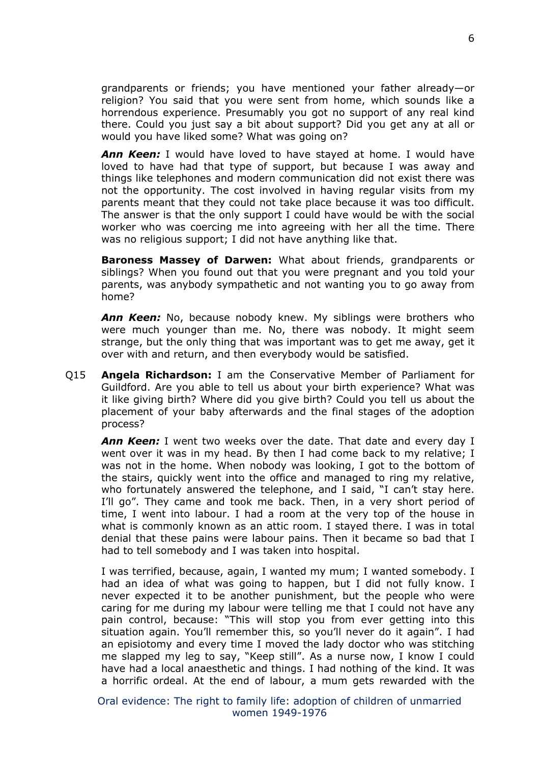grandparents or friends; you have mentioned your father already—or religion? You said that you were sent from home, which sounds like a horrendous experience. Presumably you got no support of any real kind there. Could you just say a bit about support? Did you get any at all or would you have liked some? What was going on?

***Ann Keen:*** I would have loved to have stayed at home. I would have loved to have had that type of support, but because I was away and things like telephones and modern communication did not exist there was not the opportunity. The cost involved in having regular visits from my parents meant that they could not take place because it was too difficult. The answer is that the only support I could have would be with the social worker who was coercing me into agreeing with her all the time. There was no religious support; I did not have anything like that.

**Baroness Massey of Darwen:** What about friends, grandparents or siblings? When you found out that you were pregnant and you told your parents, was anybody sympathetic and not wanting you to go away from home?

***Ann Keen:*** No, because nobody knew. My siblings were brothers who were much younger than me. No, there was nobody. It might seem strange, but the only thing that was important was to get me away, get it over with and return, and then everybody would be satisfied.

Q15 **Angela Richardson:** I am the Conservative Member of Parliament for Guildford. Are you able to tell us about your birth experience? What was it like giving birth? Where did you give birth? Could you tell us about the placement of your baby afterwards and the final stages of the adoption process?

***Ann Keen:*** I went two weeks over the date. That date and every day I went over it was in my head. By then I had come back to my relative; I was not in the home. When nobody was looking, I got to the bottom of the stairs, quickly went into the office and managed to ring my relative, who fortunately answered the telephone, and I said, "I can't stay here. I'll go". They came and took me back. Then, in a very short period of time, I went into labour. I had a room at the very top of the house in what is commonly known as an attic room. I stayed there. I was in total denial that these pains were labour pains. Then it became so bad that I had to tell somebody and I was taken into hospital.

I was terrified, because, again, I wanted my mum; I wanted somebody. I had an idea of what was going to happen, but I did not fully know. I never expected it to be another punishment, but the people who were caring for me during my labour were telling me that I could not have any pain control, because: "This will stop you from ever getting into this situation again. You'll remember this, so you'll never do it again". I had an episiotomy and every time I moved the lady doctor who was stitching me slapped my leg to say, "Keep still". As a nurse now, I know I could have had a local anaesthetic and things. I had nothing of the kind. It was a horrific ordeal. At the end of labour, a mum gets rewarded with the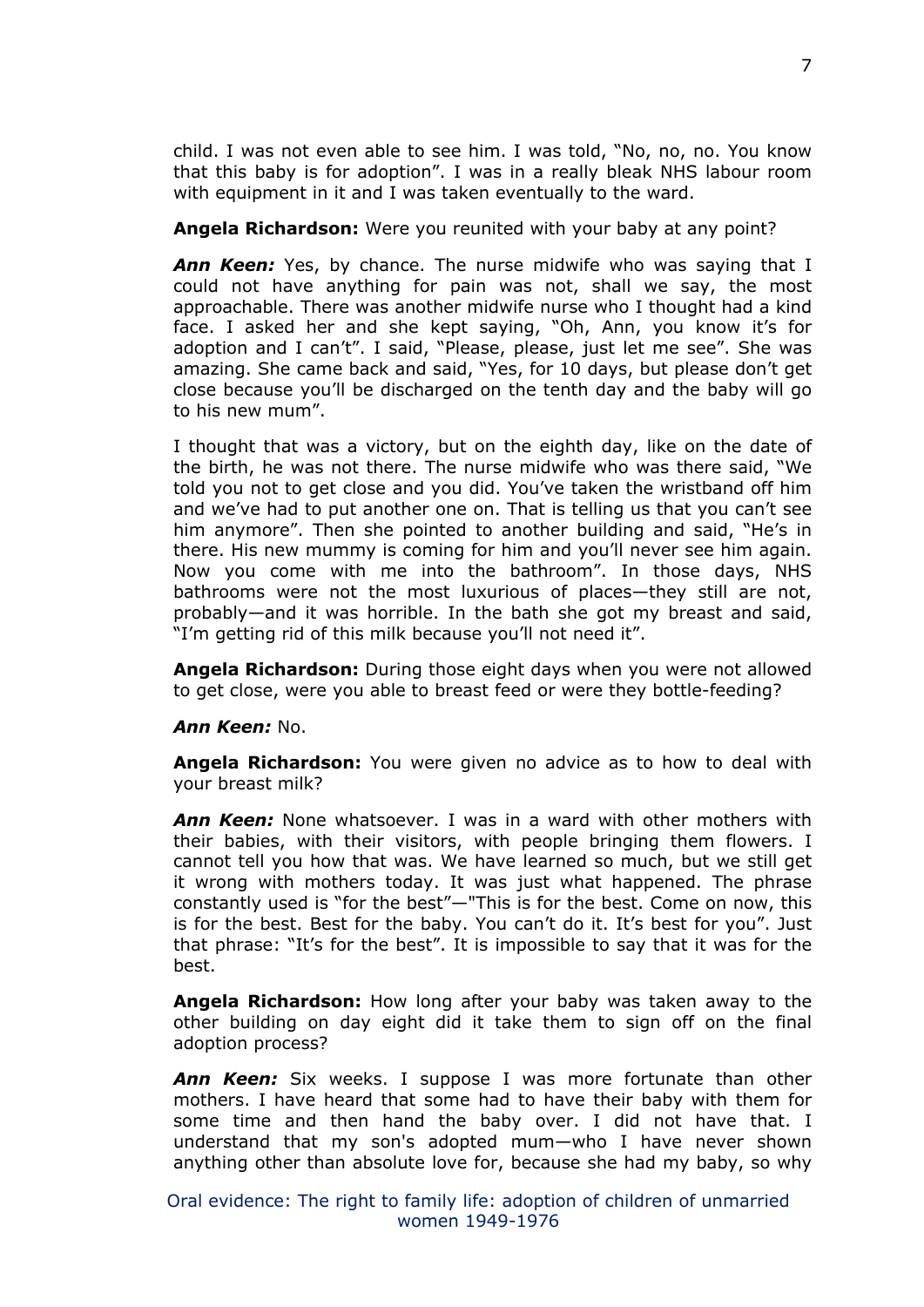child. I was not even able to see him. I was told, "No, no, no. You know that this baby is for adoption". I was in a really bleak NHS labour room with equipment in it and I was taken eventually to the ward.

**Angela Richardson:** Were you reunited with your baby at any point?

***Ann Keen:*** Yes, by chance. The nurse midwife who was saying that I could not have anything for pain was not, shall we say, the most approachable. There was another midwife nurse who I thought had a kind face. I asked her and she kept saying, "Oh, Ann, you know it's for adoption and I can't". I said, "Please, please, just let me see". She was amazing. She came back and said, "Yes, for 10 days, but please don't get close because you'll be discharged on the tenth day and the baby will go to his new mum".

I thought that was a victory, but on the eighth day, like on the date of the birth, he was not there. The nurse midwife who was there said, "We told you not to get close and you did. You've taken the wristband off him and we've had to put another one on. That is telling us that you can't see him anymore". Then she pointed to another building and said, "He's in there. His new mummy is coming for him and you'll never see him again. Now you come with me into the bathroom". In those days, NHS bathrooms were not the most luxurious of places—they still are not, probably—and it was horrible. In the bath she got my breast and said, "I'm getting rid of this milk because you'll not need it".

**Angela Richardson:** During those eight days when you were not allowed to get close, were you able to breast feed or were they bottle-feeding?

***Ann Keen:*** No.

**Angela Richardson:** You were given no advice as to how to deal with your breast milk?

***Ann Keen:*** None whatsoever. I was in a ward with other mothers with their babies, with their visitors, with people bringing them flowers. I cannot tell you how that was. We have learned so much, but we still get it wrong with mothers today. It was just what happened. The phrase constantly used is "for the best"—"This is for the best. Come on now, this is for the best. Best for the baby. You can't do it. It's best for you". Just that phrase: "It's for the best". It is impossible to say that it was for the best.

**Angela Richardson:** How long after your baby was taken away to the other building on day eight did it take them to sign off on the final adoption process?

***Ann Keen:*** Six weeks. I suppose I was more fortunate than other mothers. I have heard that some had to have their baby with them for some time and then hand the baby over. I did not have that. I understand that my son's adopted mum—who I have never shown anything other than absolute love for, because she had my baby, so why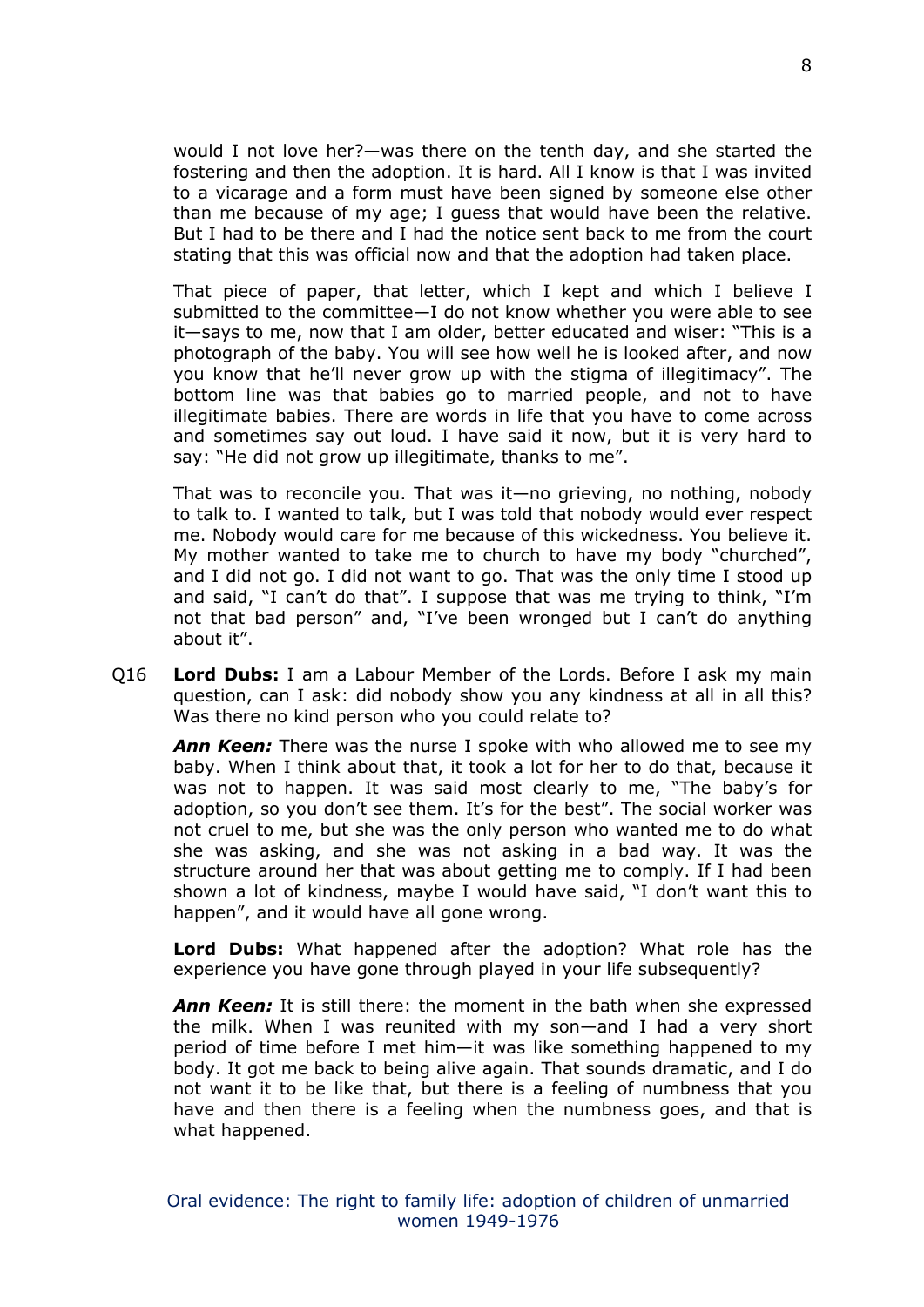would I not love her?—was there on the tenth day, and she started the fostering and then the adoption. It is hard. All I know is that I was invited to a vicarage and a form must have been signed by someone else other than me because of my age; I guess that would have been the relative. But I had to be there and I had the notice sent back to me from the court stating that this was official now and that the adoption had taken place.

That piece of paper, that letter, which I kept and which I believe I submitted to the committee—I do not know whether you were able to see it—says to me, now that I am older, better educated and wiser: "This is a photograph of the baby. You will see how well he is looked after, and now you know that he'll never grow up with the stigma of illegitimacy". The bottom line was that babies go to married people, and not to have illegitimate babies. There are words in life that you have to come across and sometimes say out loud. I have said it now, but it is very hard to say: "He did not grow up illegitimate, thanks to me".

That was to reconcile you. That was it—no grieving, no nothing, nobody to talk to. I wanted to talk, but I was told that nobody would ever respect me. Nobody would care for me because of this wickedness. You believe it. My mother wanted to take me to church to have my body "churched", and I did not go. I did not want to go. That was the only time I stood up and said, "I can't do that". I suppose that was me trying to think, "I'm not that bad person" and, "I've been wronged but I can't do anything about it".

Q16 **Lord Dubs:** I am a Labour Member of the Lords. Before I ask my main question, can I ask: did nobody show you any kindness at all in all this? Was there no kind person who you could relate to?

***Ann Keen:*** There was the nurse I spoke with who allowed me to see my baby. When I think about that, it took a lot for her to do that, because it was not to happen. It was said most clearly to me, "The baby's for adoption, so you don't see them. It's for the best". The social worker was not cruel to me, but she was the only person who wanted me to do what she was asking, and she was not asking in a bad way. It was the structure around her that was about getting me to comply. If I had been shown a lot of kindness, maybe I would have said, "I don't want this to happen", and it would have all gone wrong.

**Lord Dubs:** What happened after the adoption? What role has the experience you have gone through played in your life subsequently?

***Ann Keen:*** It is still there: the moment in the bath when she expressed the milk. When I was reunited with my son—and I had a very short period of time before I met him—it was like something happened to my body. It got me back to being alive again. That sounds dramatic, and I do not want it to be like that, but there is a feeling of numbness that you have and then there is a feeling when the numbness goes, and that is what happened.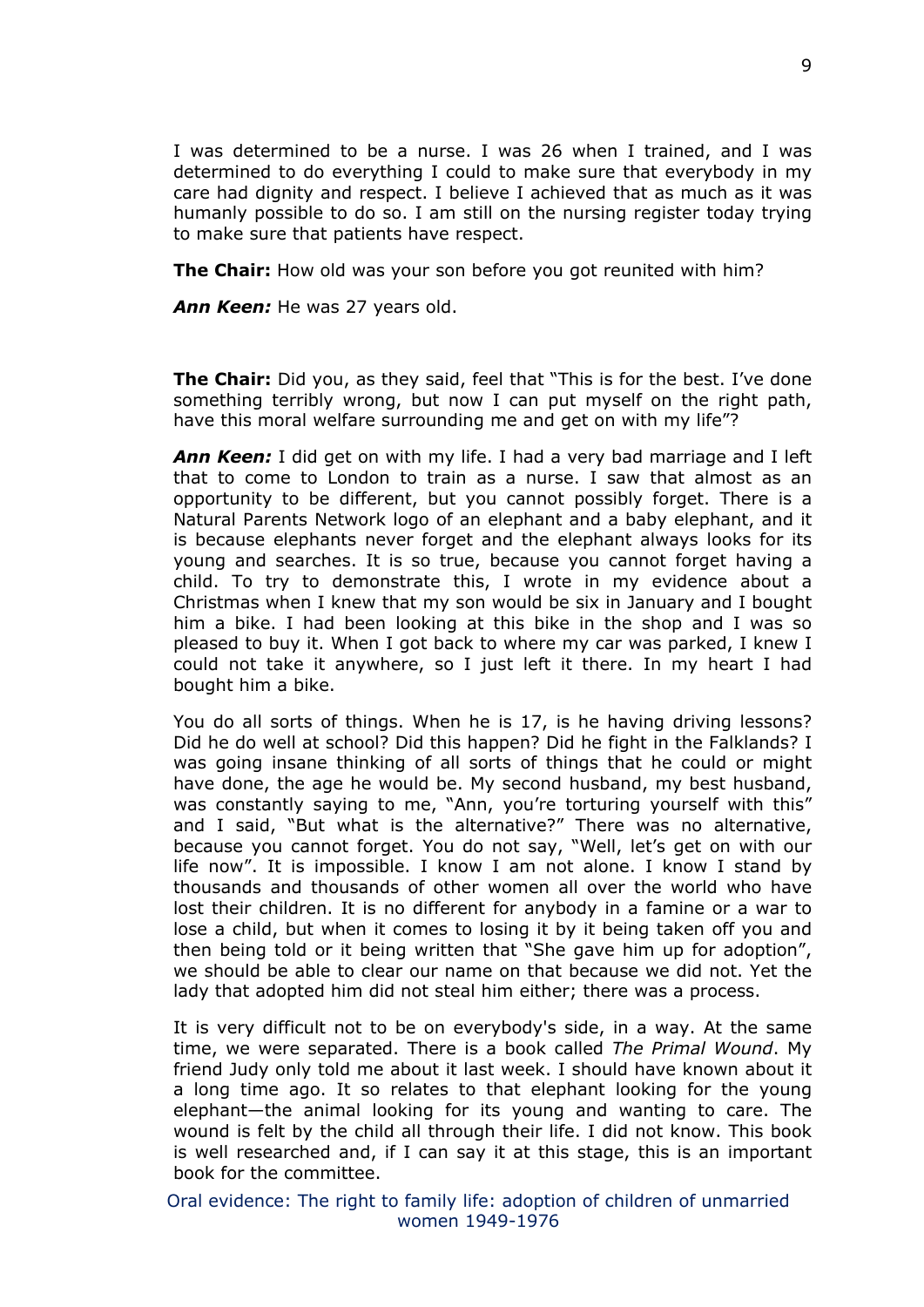I was determined to be a nurse. I was 26 when I trained, and I was determined to do everything I could to make sure that everybody in my care had dignity and respect. I believe I achieved that as much as it was humanly possible to do so. I am still on the nursing register today trying to make sure that patients have respect.

**The Chair:** How old was your son before you got reunited with him?

***Ann Keen:*** He was 27 years old.

**The Chair:** Did you, as they said, feel that "This is for the best. I've done something terribly wrong, but now I can put myself on the right path, have this moral welfare surrounding me and get on with my life"?

***Ann Keen:*** I did get on with my life. I had a very bad marriage and I left that to come to London to train as a nurse. I saw that almost as an opportunity to be different, but you cannot possibly forget. There is a Natural Parents Network logo of an elephant and a baby elephant, and it is because elephants never forget and the elephant always looks for its young and searches. It is so true, because you cannot forget having a child. To try to demonstrate this, I wrote in my evidence about a Christmas when I knew that my son would be six in January and I bought him a bike. I had been looking at this bike in the shop and I was so pleased to buy it. When I got back to where my car was parked, I knew I could not take it anywhere, so I just left it there. In my heart I had bought him a bike.

You do all sorts of things. When he is 17, is he having driving lessons? Did he do well at school? Did this happen? Did he fight in the Falklands? I was going insane thinking of all sorts of things that he could or might have done, the age he would be. My second husband, my best husband, was constantly saying to me, "Ann, you're torturing yourself with this" and I said, "But what is the alternative?" There was no alternative, because you cannot forget. You do not say, "Well, let's get on with our life now". It is impossible. I know I am not alone. I know I stand by thousands and thousands of other women all over the world who have lost their children. It is no different for anybody in a famine or a war to lose a child, but when it comes to losing it by it being taken off you and then being told or it being written that "She gave him up for adoption", we should be able to clear our name on that because we did not. Yet the lady that adopted him did not steal him either; there was a process.

It is very difficult not to be on everybody's side, in a way. At the same time, we were separated. There is a book called *The Primal Wound*. My friend Judy only told me about it last week. I should have known about it a long time ago. It so relates to that elephant looking for the young elephant—the animal looking for its young and wanting to care. The wound is felt by the child all through their life. I did not know. This book is well researched and, if I can say it at this stage, this is an important book for the committee.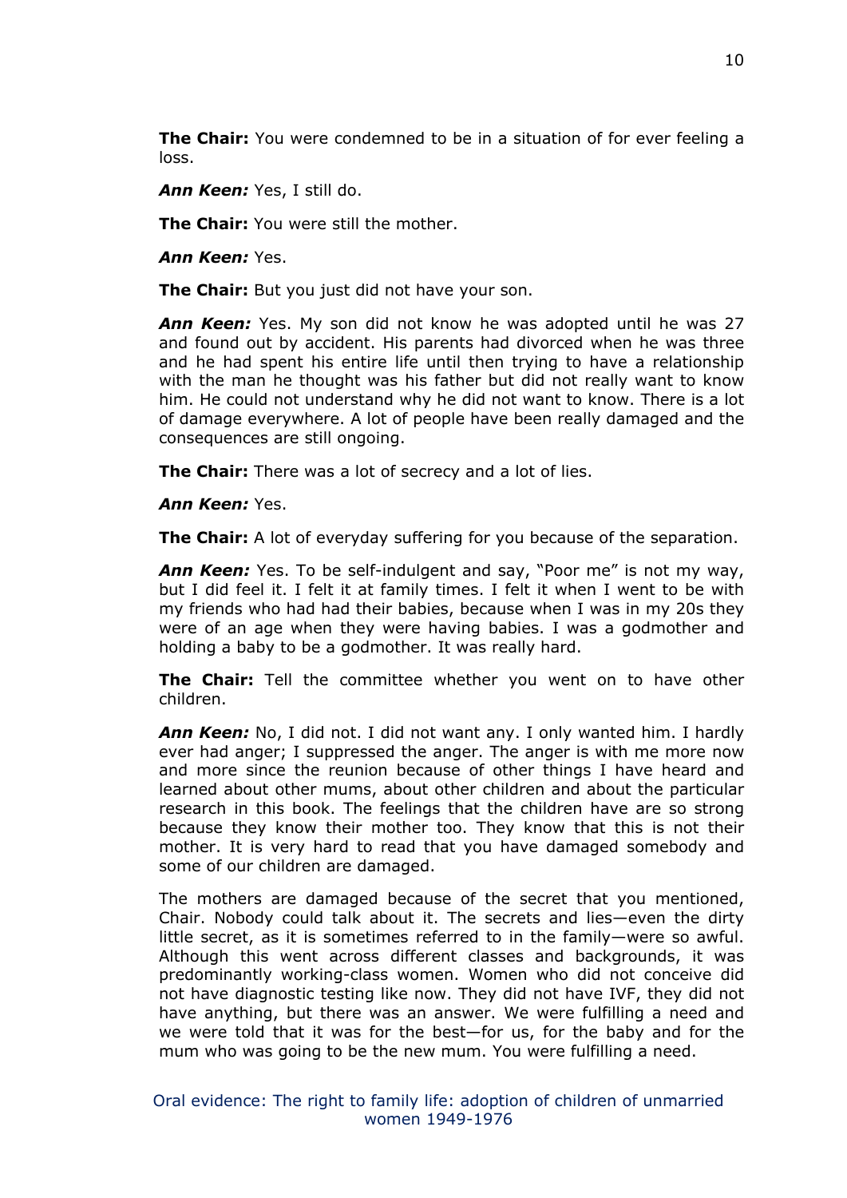**The Chair:** You were condemned to be in a situation of for ever feeling a loss.

***Ann Keen:*** Yes, I still do.

**The Chair:** You were still the mother.

***Ann Keen:*** Yes.

**The Chair:** But you just did not have your son.

***Ann Keen:*** Yes. My son did not know he was adopted until he was 27 and found out by accident. His parents had divorced when he was three and he had spent his entire life until then trying to have a relationship with the man he thought was his father but did not really want to know him. He could not understand why he did not want to know. There is a lot of damage everywhere. A lot of people have been really damaged and the consequences are still ongoing.

**The Chair:** There was a lot of secrecy and a lot of lies.

***Ann Keen:*** Yes.

**The Chair:** A lot of everyday suffering for you because of the separation.

***Ann Keen:*** Yes. To be self-indulgent and say, "Poor me" is not my way, but I did feel it. I felt it at family times. I felt it when I went to be with my friends who had had their babies, because when I was in my 20s they were of an age when they were having babies. I was a godmother and holding a baby to be a godmother. It was really hard.

**The Chair:** Tell the committee whether you went on to have other children.

***Ann Keen:*** No, I did not. I did not want any. I only wanted him. I hardly ever had anger; I suppressed the anger. The anger is with me more now and more since the reunion because of other things I have heard and learned about other mums, about other children and about the particular research in this book. The feelings that the children have are so strong because they know their mother too. They know that this is not their mother. It is very hard to read that you have damaged somebody and some of our children are damaged.

The mothers are damaged because of the secret that you mentioned, Chair. Nobody could talk about it. The secrets and lies—even the dirty little secret, as it is sometimes referred to in the family—were so awful. Although this went across different classes and backgrounds, it was predominantly working-class women. Women who did not conceive did not have diagnostic testing like now. They did not have IVF, they did not have anything, but there was an answer. We were fulfilling a need and we were told that it was for the best—for us, for the baby and for the mum who was going to be the new mum. You were fulfilling a need.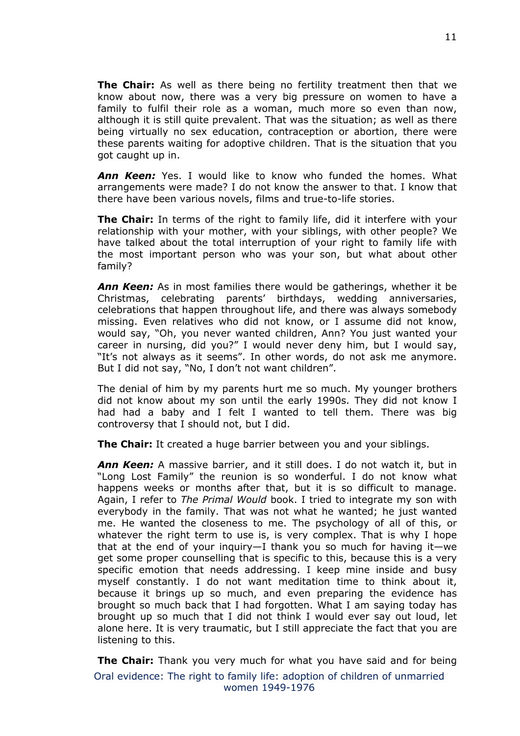**The Chair:** As well as there being no fertility treatment then that we know about now, there was a very big pressure on women to have a family to fulfil their role as a woman, much more so even than now, although it is still quite prevalent. That was the situation; as well as there being virtually no sex education, contraception or abortion, there were these parents waiting for adoptive children. That is the situation that you got caught up in.

***Ann Keen:*** Yes. I would like to know who funded the homes. What arrangements were made? I do not know the answer to that. I know that there have been various novels, films and true-to-life stories.

**The Chair:** In terms of the right to family life, did it interfere with your relationship with your mother, with your siblings, with other people? We have talked about the total interruption of your right to family life with the most important person who was your son, but what about other family?

***Ann Keen:*** As in most families there would be gatherings, whether it be Christmas, celebrating parents' birthdays, wedding anniversaries, celebrations that happen throughout life, and there was always somebody missing. Even relatives who did not know, or I assume did not know, would say, "Oh, you never wanted children, Ann? You just wanted your career in nursing, did you?" I would never deny him, but I would say, "It's not always as it seems". In other words, do not ask me anymore. But I did not say, "No, I don't not want children".

The denial of him by my parents hurt me so much. My younger brothers did not know about my son until the early 1990s. They did not know I had had a baby and I felt I wanted to tell them. There was big controversy that I should not, but I did.

**The Chair:** It created a huge barrier between you and your siblings.

***Ann Keen:*** A massive barrier, and it still does. I do not watch it, but in "Long Lost Family" the reunion is so wonderful. I do not know what happens weeks or months after that, but it is so difficult to manage. Again, I refer to *The Primal Would* book. I tried to integrate my son with everybody in the family. That was not what he wanted; he just wanted me. He wanted the closeness to me. The psychology of all of this, or whatever the right term to use is, is very complex. That is why I hope that at the end of your inquiry—I thank you so much for having it—we get some proper counselling that is specific to this, because this is a very specific emotion that needs addressing. I keep mine inside and busy myself constantly. I do not want meditation time to think about it, because it brings up so much, and even preparing the evidence has brought so much back that I had forgotten. What I am saying today has brought up so much that I did not think I would ever say out loud, let alone here. It is very traumatic, but I still appreciate the fact that you are listening to this.

**The Chair:** Thank you very much for what you have said and for being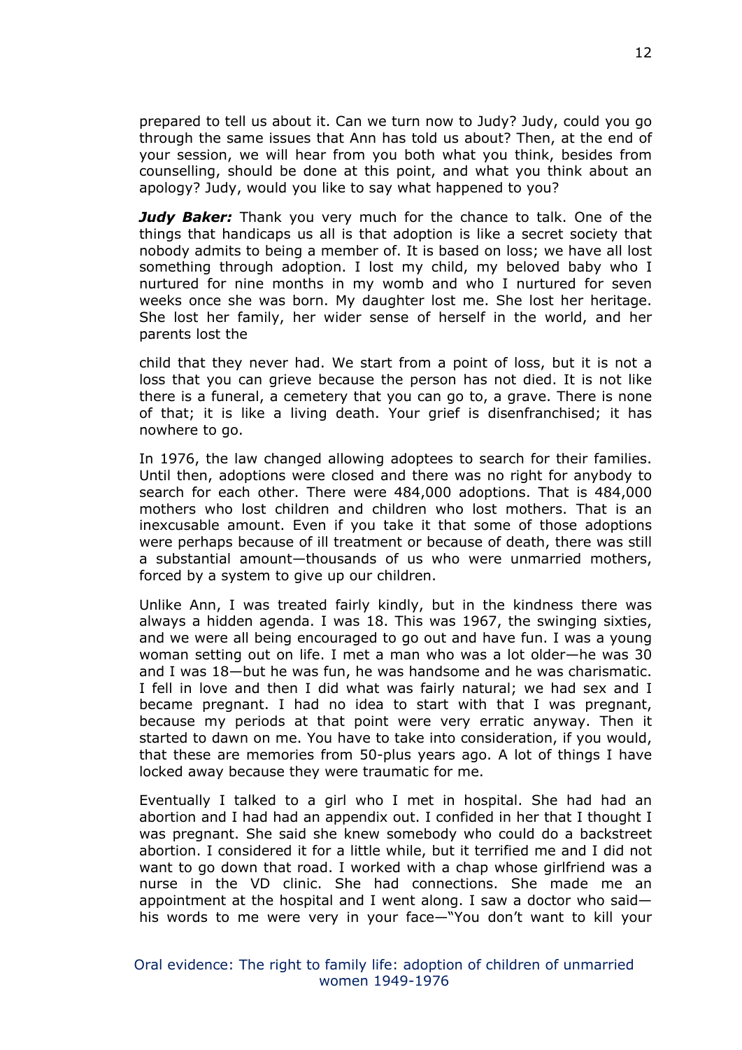prepared to tell us about it. Can we turn now to Judy? Judy, could you go through the same issues that Ann has told us about? Then, at the end of your session, we will hear from you both what you think, besides from counselling, should be done at this point, and what you think about an apology? Judy, would you like to say what happened to you?

***Judy Baker:*** Thank you very much for the chance to talk. One of the things that handicaps us all is that adoption is like a secret society that nobody admits to being a member of. It is based on loss; we have all lost something through adoption. I lost my child, my beloved baby who I nurtured for nine months in my womb and who I nurtured for seven weeks once she was born. My daughter lost me. She lost her heritage. She lost her family, her wider sense of herself in the world, and her parents lost the child that they never had. We start from a point of loss, but it is not a loss that you can grieve because the person has not died. It is not like there is a funeral, a cemetery that you can go to, a grave. There is none of that; it is like a living death. Your grief is disenfranchised; it has nowhere to go.

In 1976, the law changed allowing adoptees to search for their families. Until then, adoptions were closed and there was no right for anybody to search for each other. There were 484,000 adoptions. That is 484,000 mothers who lost children and children who lost mothers. That is an inexcusable amount. Even if you take it that some of those adoptions were perhaps because of ill treatment or because of death, there was still a substantial amount—thousands of us who were unmarried mothers, forced by a system to give up our children.

Unlike Ann, I was treated fairly kindly, but in the kindness there was always a hidden agenda. I was 18. This was 1967, the swinging sixties, and we were all being encouraged to go out and have fun. I was a young woman setting out on life. I met a man who was a lot older—he was 30 and I was 18—but he was fun, he was handsome and he was charismatic. I fell in love and then I did what was fairly natural; we had sex and I became pregnant. I had no idea to start with that I was pregnant, because my periods at that point were very erratic anyway. Then it started to dawn on me. You have to take into consideration, if you would, that these are memories from 50-plus years ago. A lot of things I have locked away because they were traumatic for me.

Eventually I talked to a girl who I met in hospital. She had had an abortion and I had had an appendix out. I confided in her that I thought I was pregnant. She said she knew somebody who could do a backstreet abortion. I considered it for a little while, but it terrified me and I did not want to go down that road. I worked with a chap whose girlfriend was a nurse in the VD clinic. She had connections. She made me an appointment at the hospital and I went along. I saw a doctor who said—his words to me were very in your face—"You don't want to kill your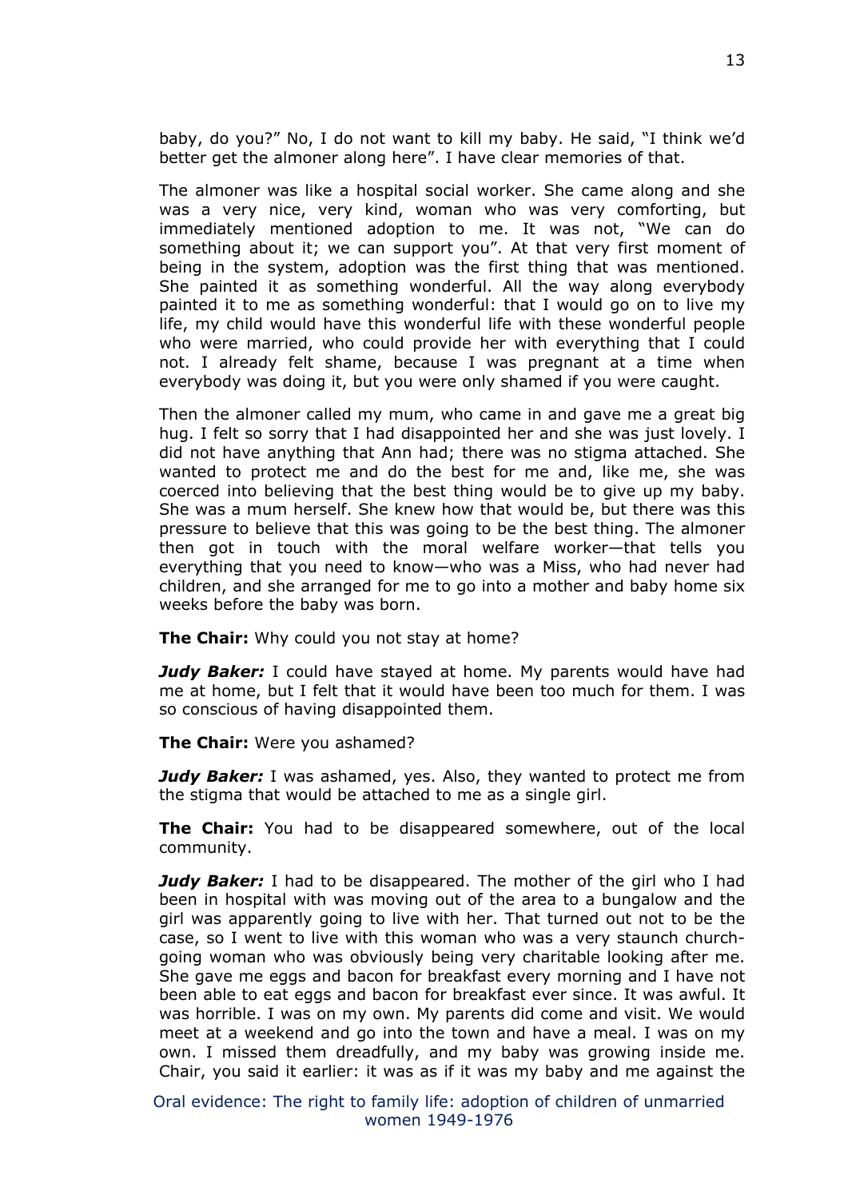baby, do you?" No, I do not want to kill my baby. He said, "I think we'd better get the almoner along here". I have clear memories of that.

The almoner was like a hospital social worker. She came along and she was a very nice, very kind, woman who was very comforting, but immediately mentioned adoption to me. It was not, "We can do something about it; we can support you". At that very first moment of being in the system, adoption was the first thing that was mentioned. She painted it as something wonderful. All the way along everybody painted it to me as something wonderful: that I would go on to live my life, my child would have this wonderful life with these wonderful people who were married, who could provide her with everything that I could not. I already felt shame, because I was pregnant at a time when everybody was doing it, but you were only shamed if you were caught.

Then the almoner called my mum, who came in and gave me a great big hug. I felt so sorry that I had disappointed her and she was just lovely. I did not have anything that Ann had; there was no stigma attached. She wanted to protect me and do the best for me and, like me, she was coerced into believing that the best thing would be to give up my baby. She was a mum herself. She knew how that would be, but there was this pressure to believe that this was going to be the best thing. The almoner then got in touch with the moral welfare worker—that tells you everything that you need to know—who was a Miss, who had never had children, and she arranged for me to go into a mother and baby home six weeks before the baby was born.

**The Chair:** Why could you not stay at home?

***Judy Baker:*** I could have stayed at home. My parents would have had me at home, but I felt that it would have been too much for them. I was so conscious of having disappointed them.

**The Chair:** Were you ashamed?

***Judy Baker:*** I was ashamed, yes. Also, they wanted to protect me from the stigma that would be attached to me as a single girl.

**The Chair:** You had to be disappeared somewhere, out of the local community.

***Judy Baker:*** I had to be disappeared. The mother of the girl who I had been in hospital with was moving out of the area to a bungalow and the girl was apparently going to live with her. That turned out not to be the case, so I went to live with this woman who was a very staunch church-going woman who was obviously being very charitable looking after me. She gave me eggs and bacon for breakfast every morning and I have not been able to eat eggs and bacon for breakfast ever since. It was awful. It was horrible. I was on my own. My parents did come and visit. We would meet at a weekend and go into the town and have a meal. I was on my own. I missed them dreadfully, and my baby was growing inside me. Chair, you said it earlier: it was as if it was my baby and me against the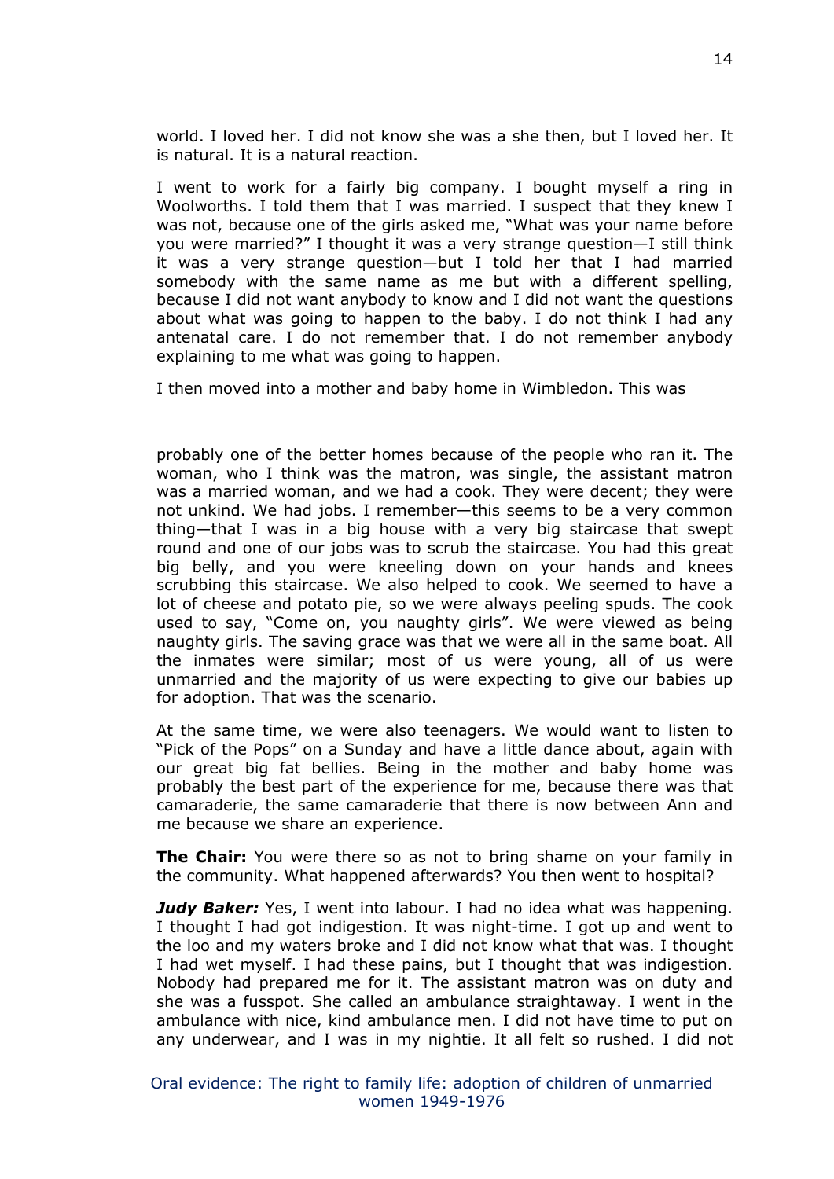world. I loved her. I did not know she was a she then, but I loved her. It is natural. It is a natural reaction.

I went to work for a fairly big company. I bought myself a ring in Woolworths. I told them that I was married. I suspect that they knew I was not, because one of the girls asked me, "What was your name before you were married?" I thought it was a very strange question—I still think it was a very strange question—but I told her that I had married somebody with the same name as me but with a different spelling, because I did not want anybody to know and I did not want the questions about what was going to happen to the baby. I do not think I had any antenatal care. I do not remember that. I do not remember anybody explaining to me what was going to happen.

I then moved into a mother and baby home in Wimbledon. This was probably one of the better homes because of the people who ran it. The woman, who I think was the matron, was single, the assistant matron was a married woman, and we had a cook. They were decent; they were not unkind. We had jobs. I remember—this seems to be a very common thing—that I was in a big house with a very big staircase that swept round and one of our jobs was to scrub the staircase. You had this great big belly, and you were kneeling down on your hands and knees scrubbing this staircase. We also helped to cook. We seemed to have a lot of cheese and potato pie, so we were always peeling spuds. The cook used to say, "Come on, you naughty girls". We were viewed as being naughty girls. The saving grace was that we were all in the same boat. All the inmates were similar; most of us were young, all of us were unmarried and the majority of us were expecting to give our babies up for adoption. That was the scenario.

At the same time, we were also teenagers. We would want to listen to "Pick of the Pops" on a Sunday and have a little dance about, again with our great big fat bellies. Being in the mother and baby home was probably the best part of the experience for me, because there was that camaraderie, the same camaraderie that there is now between Ann and me because we share an experience.

**The Chair:** You were there so as not to bring shame on your family in the community. What happened afterwards? You then went to hospital?

***Judy Baker:*** Yes, I went into labour. I had no idea what was happening. I thought I had got indigestion. It was night-time. I got up and went to the loo and my waters broke and I did not know what that was. I thought I had wet myself. I had these pains, but I thought that was indigestion. Nobody had prepared me for it. The assistant matron was on duty and she was a fusspot. She called an ambulance straightaway. I went in the ambulance with nice, kind ambulance men. I did not have time to put on any underwear, and I was in my nightie. It all felt so rushed. I did not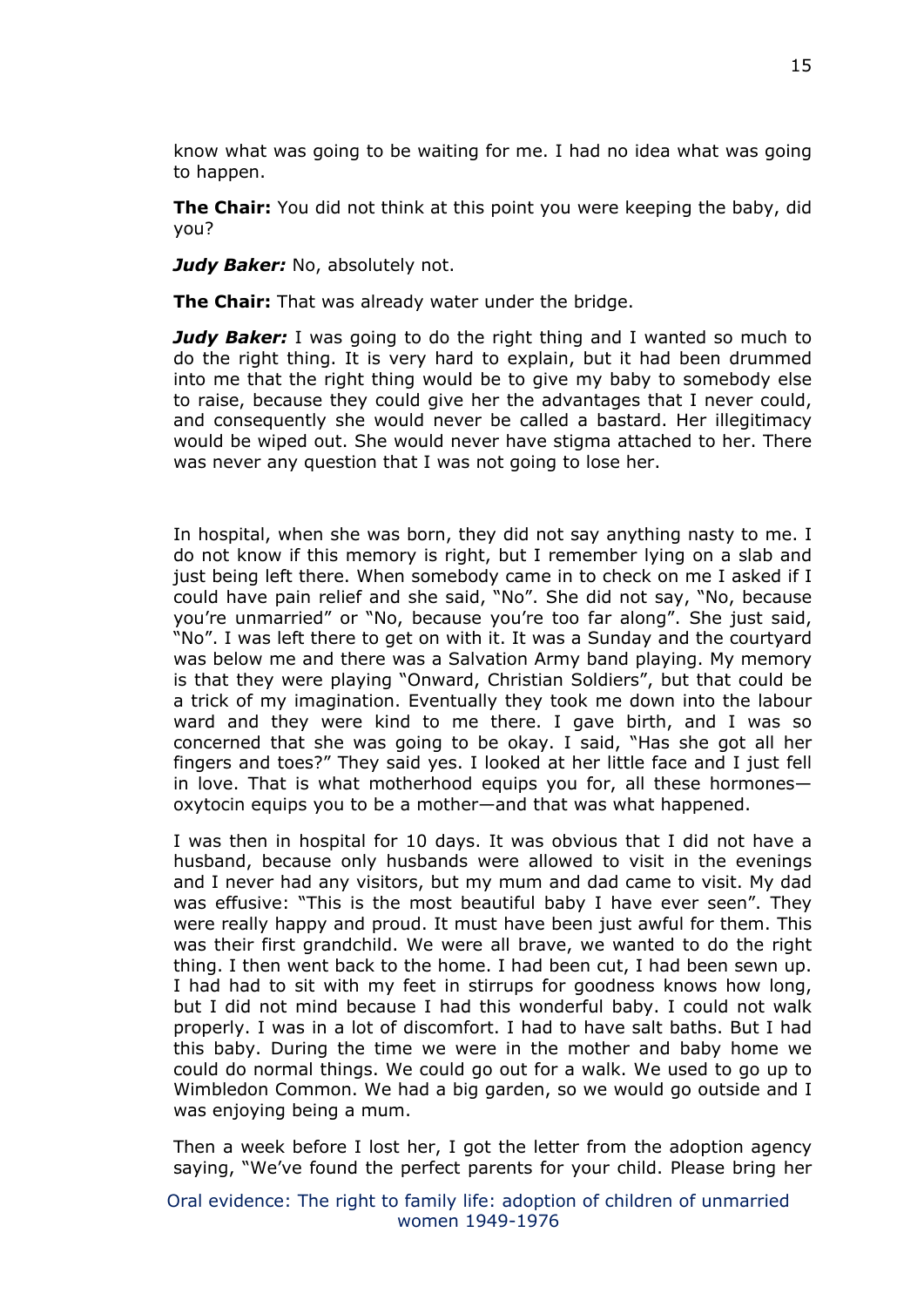know what was going to be waiting for me. I had no idea what was going to happen.

**The Chair:** You did not think at this point you were keeping the baby, did you?

***Judy Baker:*** No, absolutely not.

**The Chair:** That was already water under the bridge.

***Judy Baker:*** I was going to do the right thing and I wanted so much to do the right thing. It is very hard to explain, but it had been drummed into me that the right thing would be to give my baby to somebody else to raise, because they could give her the advantages that I never could, and consequently she would never be called a bastard. Her illegitimacy would be wiped out. She would never have stigma attached to her. There was never any question that I was not going to lose her.

In hospital, when she was born, they did not say anything nasty to me. I do not know if this memory is right, but I remember lying on a slab and just being left there. When somebody came in to check on me I asked if I could have pain relief and she said, "No". She did not say, "No, because you're unmarried" or "No, because you're too far along". She just said, "No". I was left there to get on with it. It was a Sunday and the courtyard was below me and there was a Salvation Army band playing. My memory is that they were playing "Onward, Christian Soldiers", but that could be a trick of my imagination. Eventually they took me down into the labour ward and they were kind to me there. I gave birth, and I was so concerned that she was going to be okay. I said, "Has she got all her fingers and toes?" They said yes. I looked at her little face and I just fell in love. That is what motherhood equips you for, all these hormones—oxytocin equips you to be a mother—and that was what happened.

I was then in hospital for 10 days. It was obvious that I did not have a husband, because only husbands were allowed to visit in the evenings and I never had any visitors, but my mum and dad came to visit. My dad was effusive: "This is the most beautiful baby I have ever seen". They were really happy and proud. It must have been just awful for them. This was their first grandchild. We were all brave, we wanted to do the right thing. I then went back to the home. I had been cut, I had been sewn up. I had had to sit with my feet in stirrups for goodness knows how long, but I did not mind because I had this wonderful baby. I could not walk properly. I was in a lot of discomfort. I had to have salt baths. But I had this baby. During the time we were in the mother and baby home we could do normal things. We could go out for a walk. We used to go up to Wimbledon Common. We had a big garden, so we would go outside and I was enjoying being a mum.

Then a week before I lost her, I got the letter from the adoption agency saying, "We've found the perfect parents for your child. Please bring her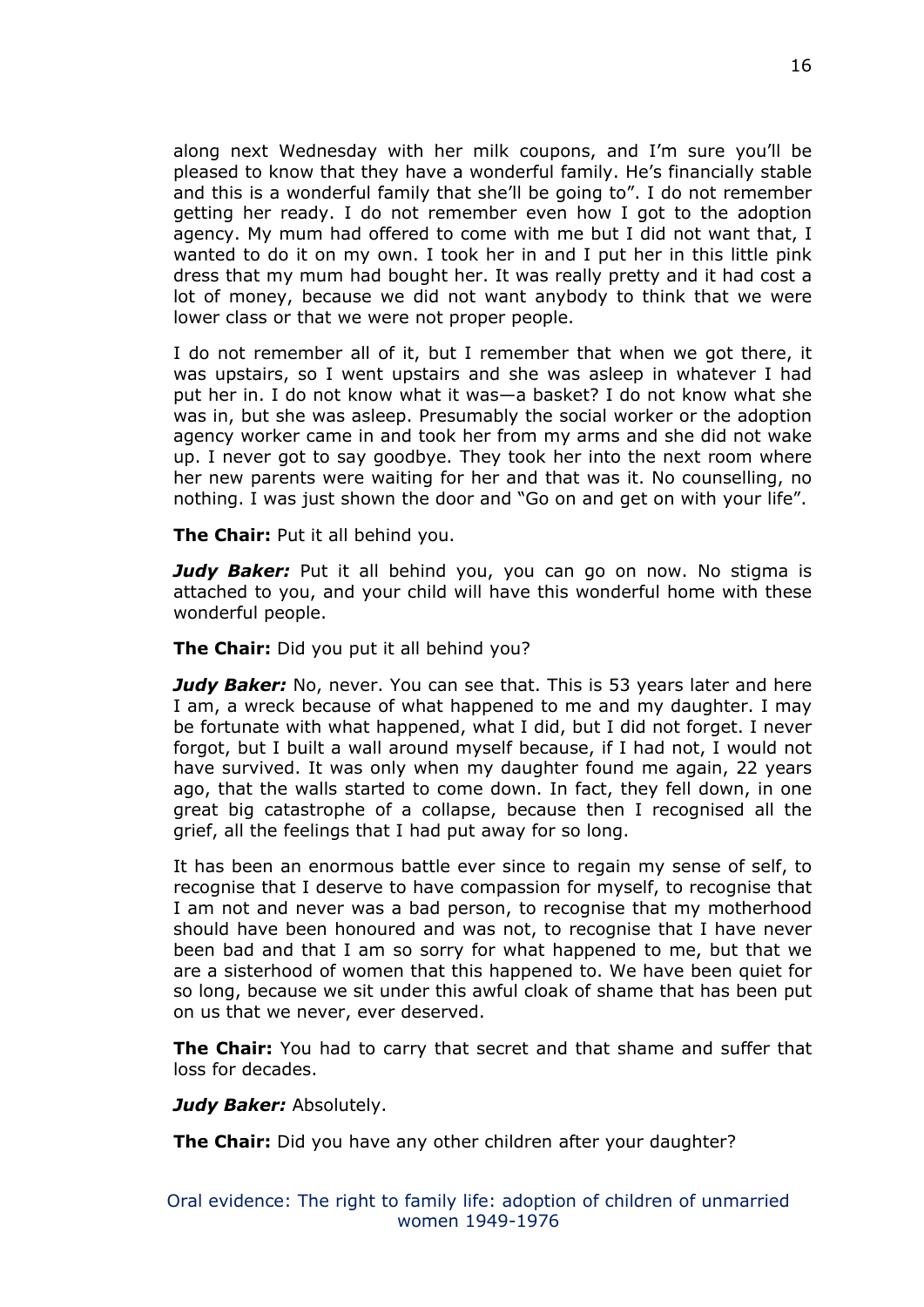along next Wednesday with her milk coupons, and I'm sure you'll be pleased to know that they have a wonderful family. He's financially stable and this is a wonderful family that she'll be going to". I do not remember getting her ready. I do not remember even how I got to the adoption agency. My mum had offered to come with me but I did not want that, I wanted to do it on my own. I took her in and I put her in this little pink dress that my mum had bought her. It was really pretty and it had cost a lot of money, because we did not want anybody to think that we were lower class or that we were not proper people.

I do not remember all of it, but I remember that when we got there, it was upstairs, so I went upstairs and she was asleep in whatever I had put her in. I do not know what it was—a basket? I do not know what she was in, but she was asleep. Presumably the social worker or the adoption agency worker came in and took her from my arms and she did not wake up. I never got to say goodbye. They took her into the next room where her new parents were waiting for her and that was it. No counselling, no nothing. I was just shown the door and "Go on and get on with your life".

**The Chair:** Put it all behind you.

***Judy Baker:*** Put it all behind you, you can go on now. No stigma is attached to you, and your child will have this wonderful home with these wonderful people.

**The Chair:** Did you put it all behind you?

***Judy Baker:*** No, never. You can see that. This is 53 years later and here I am, a wreck because of what happened to me and my daughter. I may be fortunate with what happened, what I did, but I did not forget. I never forgot, but I built a wall around myself because, if I had not, I would not have survived. It was only when my daughter found me again, 22 years ago, that the walls started to come down. In fact, they fell down, in one great big catastrophe of a collapse, because then I recognised all the grief, all the feelings that I had put away for so long.

It has been an enormous battle ever since to regain my sense of self, to recognise that I deserve to have compassion for myself, to recognise that I am not and never was a bad person, to recognise that my motherhood should have been honoured and was not, to recognise that I have never been bad and that I am so sorry for what happened to me, but that we are a sisterhood of women that this happened to. We have been quiet for so long, because we sit under this awful cloak of shame that has been put on us that we never, ever deserved.

**The Chair:** You had to carry that secret and that shame and suffer that loss for decades.

***Judy Baker:*** Absolutely.

**The Chair:** Did you have any other children after your daughter?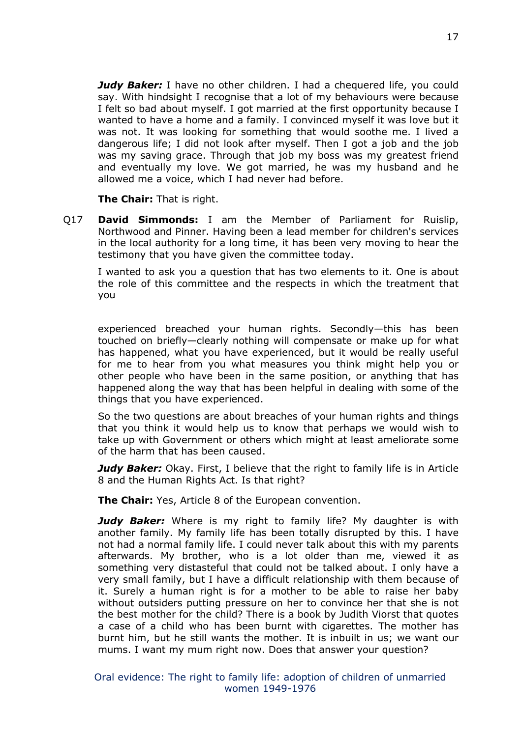***Judy Baker:*** I have no other children. I had a chequered life, you could say. With hindsight I recognise that a lot of my behaviours were because I felt so bad about myself. I got married at the first opportunity because I wanted to have a home and a family. I convinced myself it was love but it was not. It was looking for something that would soothe me. I lived a dangerous life; I did not look after myself. Then I got a job and the job was my saving grace. Through that job my boss was my greatest friend and eventually my love. We got married, he was my husband and he allowed me a voice, which I had never had before.

**The Chair:** That is right.

Q17 **David Simmonds:** I am the Member of Parliament for Ruislip, Northwood and Pinner. Having been a lead member for children's services in the local authority for a long time, it has been very moving to hear the testimony that you have given the committee today.

I wanted to ask you a question that has two elements to it. One is about the role of this committee and the respects in which the treatment that you experienced breached your human rights. Secondly—this has been touched on briefly—clearly nothing will compensate or make up for what has happened, what you have experienced, but it would be really useful for me to hear from you what measures you think might help you or other people who have been in the same position, or anything that has happened along the way that has been helpful in dealing with some of the things that you have experienced.

So the two questions are about breaches of your human rights and things that you think it would help us to know that perhaps we would wish to take up with Government or others which might at least ameliorate some of the harm that has been caused.

***Judy Baker:*** Okay. First, I believe that the right to family life is in Article 8 and the Human Rights Act. Is that right?

**The Chair:** Yes, Article 8 of the European convention.

***Judy Baker:*** Where is my right to family life? My daughter is with another family. My family life has been totally disrupted by this. I have not had a normal family life. I could never talk about this with my parents afterwards. My brother, who is a lot older than me, viewed it as something very distasteful that could not be talked about. I only have a very small family, but I have a difficult relationship with them because of it. Surely a human right is for a mother to be able to raise her baby without outsiders putting pressure on her to convince her that she is not the best mother for the child? There is a book by Judith Viorst that quotes a case of a child who has been burnt with cigarettes. The mother has burnt him, but he still wants the mother. It is inbuilt in us; we want our mums. I want my mum right now. Does that answer your question?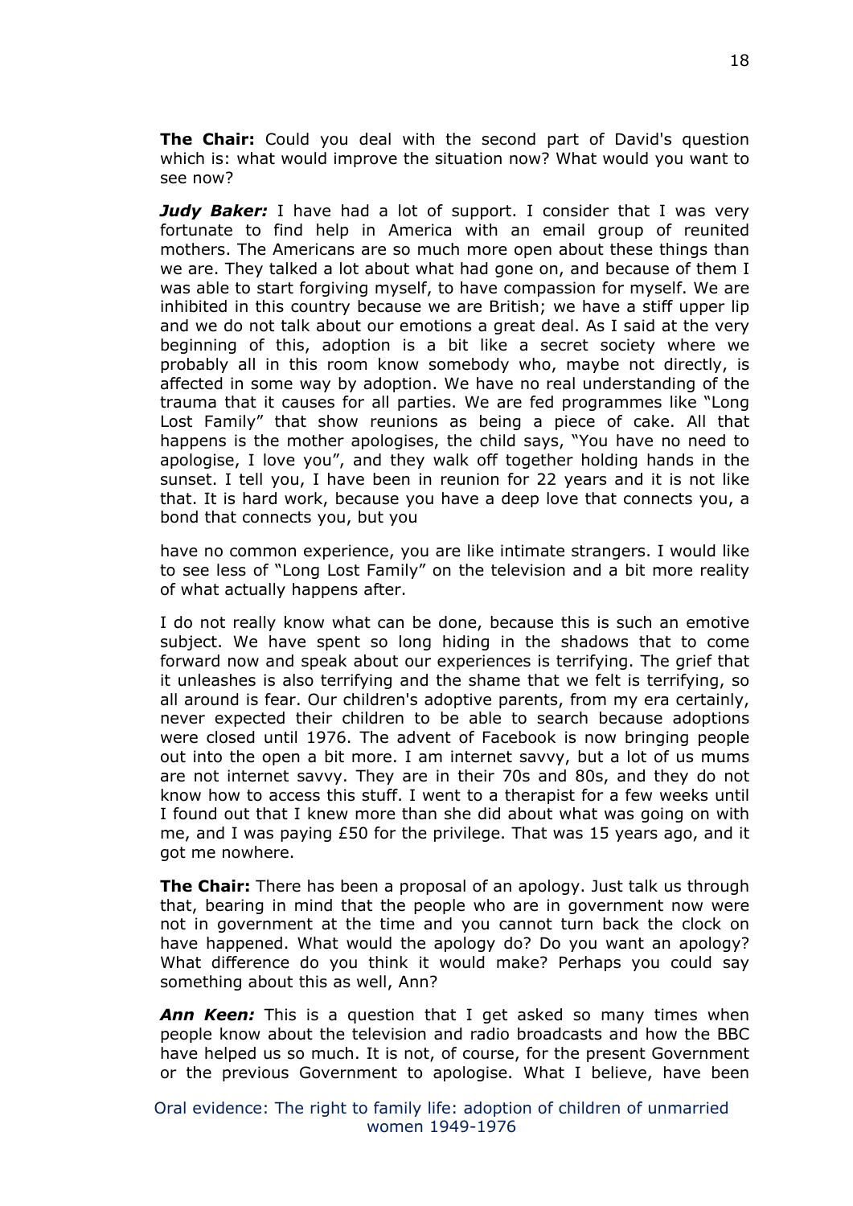**The Chair:** Could you deal with the second part of David's question which is: what would improve the situation now? What would you want to see now?

***Judy Baker:*** I have had a lot of support. I consider that I was very fortunate to find help in America with an email group of reunited mothers. The Americans are so much more open about these things than we are. They talked a lot about what had gone on, and because of them I was able to start forgiving myself, to have compassion for myself. We are inhibited in this country because we are British; we have a stiff upper lip and we do not talk about our emotions a great deal. As I said at the very beginning of this, adoption is a bit like a secret society where we probably all in this room know somebody who, maybe not directly, is affected in some way by adoption. We have no real understanding of the trauma that it causes for all parties. We are fed programmes like "Long Lost Family" that show reunions as being a piece of cake. All that happens is the mother apologises, the child says, "You have no need to apologise, I love you", and they walk off together holding hands in the sunset. I tell you, I have been in reunion for 22 years and it is not like that. It is hard work, because you have a deep love that connects you, a bond that connects you, but you have no common experience, you are like intimate strangers. I would like to see less of "Long Lost Family" on the television and a bit more reality of what actually happens after.

I do not really know what can be done, because this is such an emotive subject. We have spent so long hiding in the shadows that to come forward now and speak about our experiences is terrifying. The grief that it unleashes is also terrifying and the shame that we felt is terrifying, so all around is fear. Our children's adoptive parents, from my era certainly, never expected their children to be able to search because adoptions were closed until 1976. The advent of Facebook is now bringing people out into the open a bit more. I am internet savvy, but a lot of us mums are not internet savvy. They are in their 70s and 80s, and they do not know how to access this stuff. I went to a therapist for a few weeks until I found out that I knew more than she did about what was going on with me, and I was paying £50 for the privilege. That was 15 years ago, and it got me nowhere.

**The Chair:** There has been a proposal of an apology. Just talk us through that, bearing in mind that the people who are in government now were not in government at the time and you cannot turn back the clock on have happened. What would the apology do? Do you want an apology? What difference do you think it would make? Perhaps you could say something about this as well, Ann?

***Ann Keen:*** This is a question that I get asked so many times when people know about the television and radio broadcasts and how the BBC have helped us so much. It is not, of course, for the present Government or the previous Government to apologise. What I believe, have been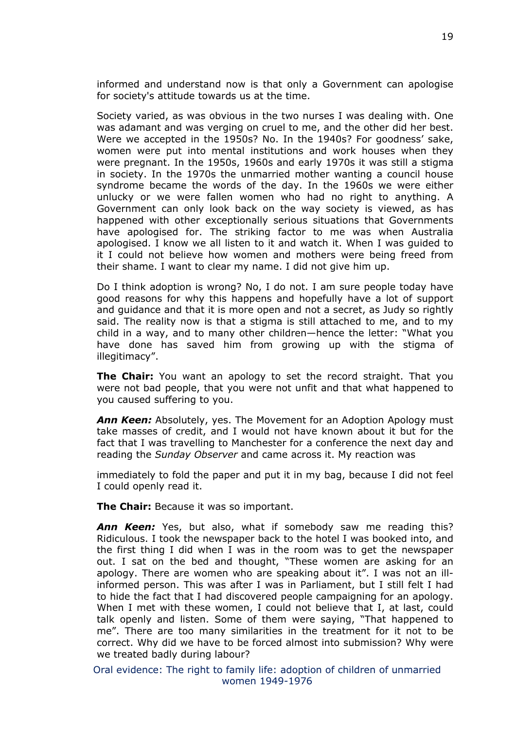informed and understand now is that only a Government can apologise for society's attitude towards us at the time.

Society varied, as was obvious in the two nurses I was dealing with. One was adamant and was verging on cruel to me, and the other did her best. Were we accepted in the 1950s? No. In the 1940s? For goodness' sake, women were put into mental institutions and work houses when they were pregnant. In the 1950s, 1960s and early 1970s it was still a stigma in society. In the 1970s the unmarried mother wanting a council house syndrome became the words of the day. In the 1960s we were either unlucky or we were fallen women who had no right to anything. A Government can only look back on the way society is viewed, as has happened with other exceptionally serious situations that Governments have apologised for. The striking factor to me was when Australia apologised. I know we all listen to it and watch it. When I was guided to it I could not believe how women and mothers were being freed from their shame. I want to clear my name. I did not give him up.

Do I think adoption is wrong? No, I do not. I am sure people today have good reasons for why this happens and hopefully have a lot of support and guidance and that it is more open and not a secret, as Judy so rightly said. The reality now is that a stigma is still attached to me, and to my child in a way, and to many other children—hence the letter: "What you have done has saved him from growing up with the stigma of illegitimacy".

**The Chair:** You want an apology to set the record straight. That you were not bad people, that you were not unfit and that what happened to you caused suffering to you.

***Ann Keen:*** Absolutely, yes. The Movement for an Adoption Apology must take masses of credit, and I would not have known about it but for the fact that I was travelling to Manchester for a conference the next day and reading the *Sunday Observer* and came across it. My reaction was immediately to fold the paper and put it in my bag, because I did not feel I could openly read it.

**The Chair:** Because it was so important.

***Ann Keen:*** Yes, but also, what if somebody saw me reading this? Ridiculous. I took the newspaper back to the hotel I was booked into, and the first thing I did when I was in the room was to get the newspaper out. I sat on the bed and thought, "These women are asking for an apology. There are women who are speaking about it". I was not an ill-informed person. This was after I was in Parliament, but I still felt I had to hide the fact that I had discovered people campaigning for an apology. When I met with these women, I could not believe that I, at last, could talk openly and listen. Some of them were saying, "That happened to me". There are too many similarities in the treatment for it not to be correct. Why did we have to be forced almost into submission? Why were we treated badly during labour?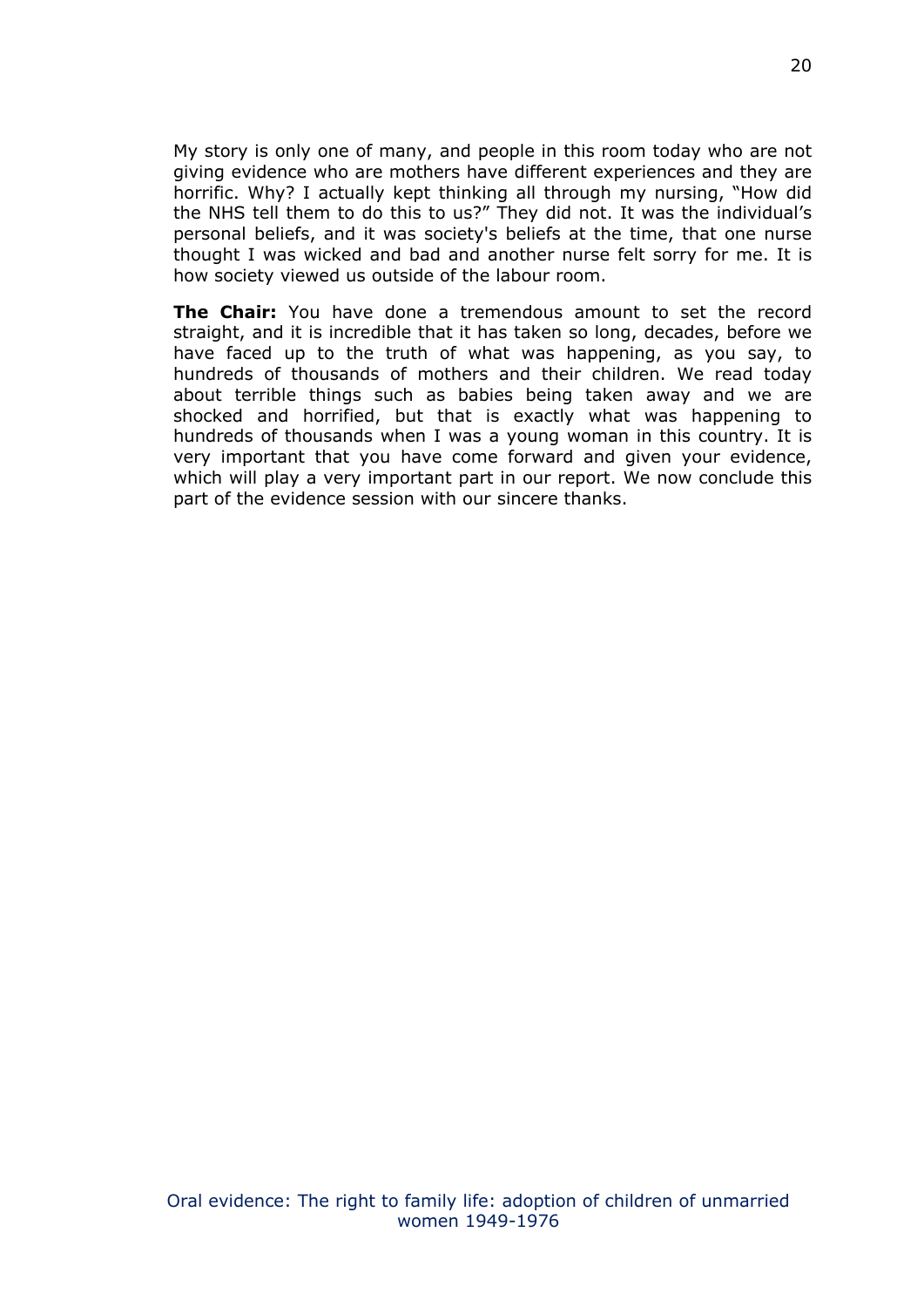My story is only one of many, and people in this room today who are not giving evidence who are mothers have different experiences and they are horrific. Why? I actually kept thinking all through my nursing, "How did the NHS tell them to do this to us?" They did not. It was the individual's personal beliefs, and it was society's beliefs at the time, that one nurse thought I was wicked and bad and another nurse felt sorry for me. It is how society viewed us outside of the labour room.

**The Chair:** You have done a tremendous amount to set the record straight, and it is incredible that it has taken so long, decades, before we have faced up to the truth of what was happening, as you say, to hundreds of thousands of mothers and their children. We read today about terrible things such as babies being taken away and we are shocked and horrified, but that is exactly what was happening to hundreds of thousands when I was a young woman in this country. It is very important that you have come forward and given your evidence, which will play a very important part in our report. We now conclude this part of the evidence session with our sincere thanks.